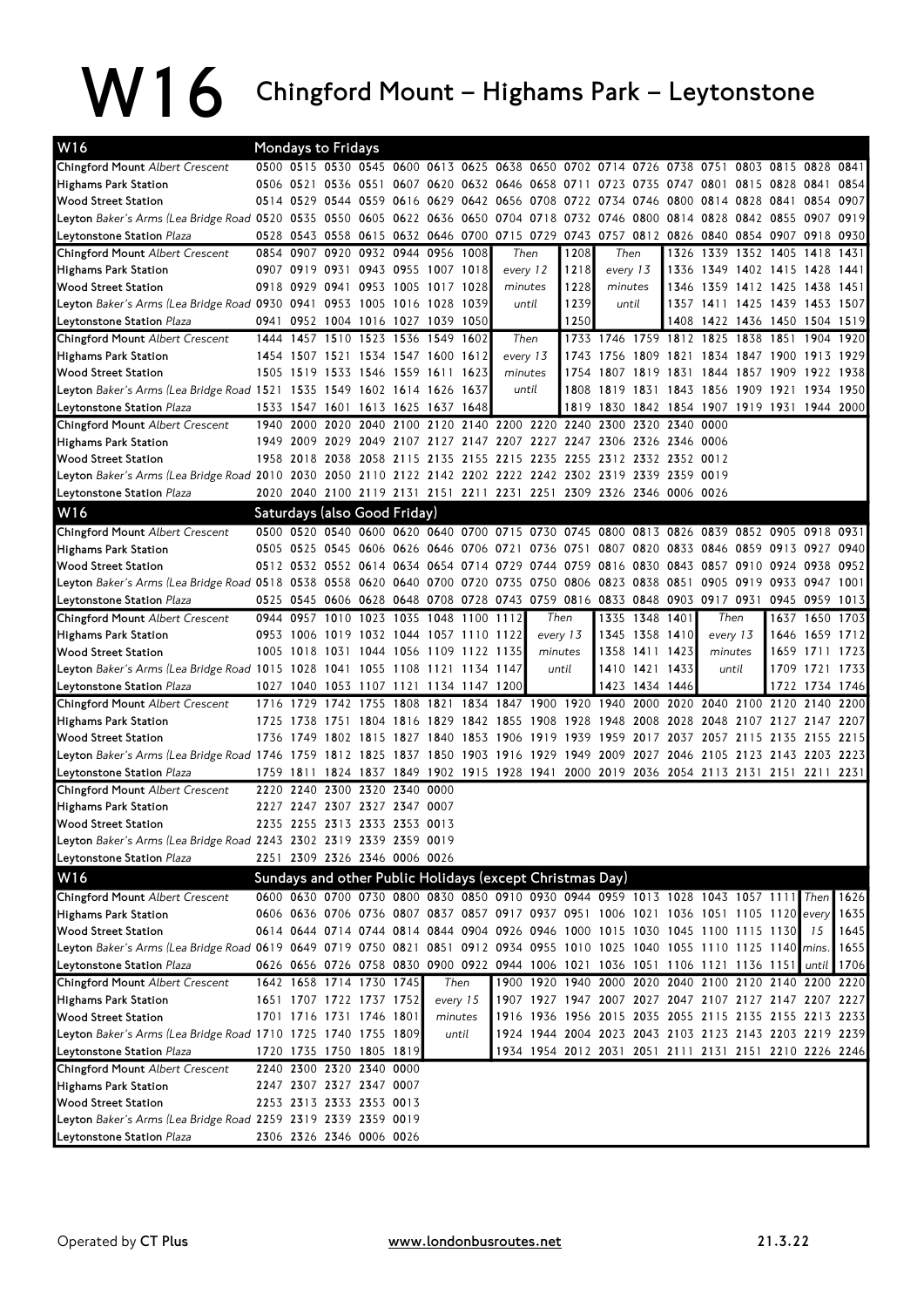# W16 Chingford Mount – Highams Park – Leytonstone

## W16 Mondays to Fridays

| Stop | | | | | | | | | | | | | | | | | | |
|---|---|---|---|---|---|---|---|---|---|---|---|---|---|---|---|---|---|---|
| Chingford Mount *Albert Crescent* | 0500 | 0515 | 0530 | 0545 | 0600 | 0613 | 0625 | 0638 | 0650 | 0702 | 0714 | 0726 | 0738 | 0751 | 0803 | 0815 | 0828 | 0841 |
| Highams Park Station | 0506 | 0521 | 0536 | 0551 | 0607 | 0620 | 0632 | 0646 | 0658 | 0711 | 0723 | 0735 | 0747 | 0801 | 0815 | 0828 | 0841 | 0854 |
| Wood Street Station | 0514 | 0529 | 0544 | 0559 | 0616 | 0629 | 0642 | 0656 | 0708 | 0722 | 0734 | 0746 | 0800 | 0814 | 0828 | 0841 | 0854 | 0907 |
| Leyton *Baker's Arms (Lea Bridge Road)* | 0520 | 0535 | 0550 | 0605 | 0622 | 0636 | 0650 | 0704 | 0718 | 0732 | 0746 | 0800 | 0814 | 0828 | 0842 | 0855 | 0907 | 0919 |
| Leytonstone Station *Plaza* | 0528 | 0543 | 0558 | 0615 | 0632 | 0646 | 0700 | 0715 | 0729 | 0743 | 0757 | 0812 | 0826 | 0840 | 0854 | 0907 | 0918 | 0930 |

| Stop | | | | | | | | | | | | | | | | | | |
|---|---|---|---|---|---|---|---|---|---|---|---|---|---|---|---|---|---|---|
| Chingford Mount *Albert Crescent* | 0854 | 0907 | 0920 | 0932 | 0944 | 0956 | 1008 | Then | 1208 | Then | 1326 | 1339 | 1352 | 1405 | 1418 | 1431 |
| Highams Park Station | 0907 | 0919 | 0931 | 0943 | 0955 | 1007 | 1018 | every 12 | 1218 | every 13 | 1336 | 1349 | 1402 | 1415 | 1428 | 1441 |
| Wood Street Station | 0918 | 0929 | 0941 | 0953 | 1005 | 1017 | 1028 | minutes | 1228 | minutes | 1346 | 1359 | 1412 | 1425 | 1438 | 1451 |
| Leyton *Baker's Arms (Lea Bridge Road)* | 0930 | 0941 | 0953 | 1005 | 1016 | 1028 | 1039 | until | 1239 | until | 1357 | 1411 | 1425 | 1439 | 1453 | 1507 |
| Leytonstone Station *Plaza* | 0941 | 0952 | 1004 | 1016 | 1027 | 1039 | 1050 | | 1250 | | 1408 | 1422 | 1436 | 1450 | 1504 | 1519 |

| Stop | | | | | | | | | | | | | | | | | | |
|---|---|---|---|---|---|---|---|---|---|---|---|---|---|---|---|---|---|---|
| Chingford Mount *Albert Crescent* | 1444 | 1457 | 1510 | 1523 | 1536 | 1549 | 1602 | Then | 1733 | 1746 | 1759 | 1812 | 1825 | 1838 | 1851 | 1904 | 1920 |
| Highams Park Station | 1454 | 1507 | 1521 | 1534 | 1547 | 1600 | 1612 | every 13 | 1743 | 1756 | 1809 | 1821 | 1834 | 1847 | 1900 | 1913 | 1929 |
| Wood Street Station | 1505 | 1519 | 1533 | 1546 | 1559 | 1611 | 1623 | minutes | 1754 | 1807 | 1819 | 1831 | 1844 | 1857 | 1909 | 1922 | 1938 |
| Leyton *Baker's Arms (Lea Bridge Road)* | 1521 | 1535 | 1549 | 1602 | 1614 | 1626 | 1637 | until | 1808 | 1819 | 1831 | 1843 | 1856 | 1909 | 1921 | 1934 | 1950 |
| Leytonstone Station *Plaza* | 1533 | 1547 | 1601 | 1613 | 1625 | 1637 | 1648 | | 1819 | 1830 | 1842 | 1854 | 1907 | 1919 | 1931 | 1944 | 2000 |

| Stop | | | | | | | | | | | | | | |
|---|---|---|---|---|---|---|---|---|---|---|---|---|---|---|
| Chingford Mount *Albert Crescent* | 1940 | 2000 | 2020 | 2040 | 2100 | 2120 | 2140 | 2200 | 2220 | 2240 | 2300 | 2320 | 2340 | 0000 |
| Highams Park Station | 1949 | 2009 | 2029 | 2049 | 2107 | 2127 | 2147 | 2207 | 2227 | 2247 | 2306 | 2326 | 2346 | 0006 |
| Wood Street Station | 1958 | 2018 | 2038 | 2058 | 2115 | 2135 | 2155 | 2215 | 2235 | 2255 | 2312 | 2332 | 2352 | 0012 |
| Leyton *Baker's Arms (Lea Bridge Road)* | 2010 | 2030 | 2050 | 2110 | 2122 | 2142 | 2202 | 2222 | 2242 | 2302 | 2319 | 2339 | 2359 | 0019 |
| Leytonstone Station *Plaza* | 2020 | 2040 | 2100 | 2119 | 2131 | 2151 | 2211 | 2231 | 2251 | 2309 | 2326 | 2346 | 0006 | 0026 |

## W16 Saturdays (also Good Friday)

| Stop | | | | | | | | | | | | | | | | | | |
|---|---|---|---|---|---|---|---|---|---|---|---|---|---|---|---|---|---|---|
| Chingford Mount *Albert Crescent* | 0500 | 0520 | 0540 | 0600 | 0620 | 0640 | 0700 | 0715 | 0730 | 0745 | 0800 | 0813 | 0826 | 0839 | 0852 | 0905 | 0918 | 0931 |
| Highams Park Station | 0505 | 0525 | 0545 | 0606 | 0626 | 0646 | 0706 | 0721 | 0736 | 0751 | 0807 | 0820 | 0833 | 0846 | 0859 | 0913 | 0927 | 0940 |
| Wood Street Station | 0512 | 0532 | 0552 | 0614 | 0634 | 0654 | 0714 | 0729 | 0744 | 0759 | 0816 | 0830 | 0843 | 0857 | 0910 | 0924 | 0938 | 0952 |
| Leyton *Baker's Arms (Lea Bridge Road)* | 0518 | 0538 | 0558 | 0620 | 0640 | 0700 | 0720 | 0735 | 0750 | 0806 | 0823 | 0838 | 0851 | 0905 | 0919 | 0933 | 0947 | 1001 |
| Leytonstone Station *Plaza* | 0525 | 0545 | 0606 | 0628 | 0648 | 0708 | 0728 | 0743 | 0759 | 0816 | 0833 | 0848 | 0903 | 0917 | 0931 | 0945 | 0959 | 1013 |

| Stop | | | | | | | | | | | | | | | | | | |
|---|---|---|---|---|---|---|---|---|---|---|---|---|---|---|---|---|---|---|
| Chingford Mount *Albert Crescent* | 0944 | 0957 | 1010 | 1023 | 1035 | 1048 | 1100 | 1112 | Then | 1335 | 1348 | 1401 | Then | 1637 | 1650 | 1703 |
| Highams Park Station | 0953 | 1006 | 1019 | 1032 | 1044 | 1057 | 1110 | 1122 | every 13 | 1345 | 1358 | 1410 | every 13 | 1646 | 1659 | 1712 |
| Wood Street Station | 1005 | 1018 | 1031 | 1044 | 1056 | 1109 | 1122 | 1135 | minutes | 1358 | 1411 | 1423 | minutes | 1659 | 1711 | 1723 |
| Leyton *Baker's Arms (Lea Bridge Road)* | 1015 | 1028 | 1041 | 1055 | 1108 | 1121 | 1134 | 1147 | until | 1410 | 1421 | 1433 | until | 1709 | 1721 | 1733 |
| Leytonstone Station *Plaza* | 1027 | 1040 | 1053 | 1107 | 1121 | 1134 | 1147 | 1200 | | 1423 | 1434 | 1446 | | 1722 | 1734 | 1746 |

| Stop | | | | | | | | | | | | | | | | | | |
|---|---|---|---|---|---|---|---|---|---|---|---|---|---|---|---|---|---|---|
| Chingford Mount *Albert Crescent* | 1716 | 1729 | 1742 | 1755 | 1808 | 1821 | 1834 | 1847 | 1900 | 1920 | 1940 | 2000 | 2020 | 2040 | 2100 | 2120 | 2140 | 2200 |
| Highams Park Station | 1725 | 1738 | 1751 | 1804 | 1816 | 1829 | 1842 | 1855 | 1908 | 1928 | 1948 | 2008 | 2028 | 2048 | 2107 | 2127 | 2147 | 2207 |
| Wood Street Station | 1736 | 1749 | 1802 | 1815 | 1827 | 1840 | 1853 | 1906 | 1919 | 1939 | 1959 | 2017 | 2037 | 2057 | 2115 | 2135 | 2155 | 2215 |
| Leyton *Baker's Arms (Lea Bridge Road)* | 1746 | 1759 | 1812 | 1825 | 1837 | 1850 | 1903 | 1916 | 1929 | 1949 | 2009 | 2027 | 2046 | 2105 | 2123 | 2143 | 2203 | 2223 |
| Leytonstone Station *Plaza* | 1759 | 1811 | 1824 | 1837 | 1849 | 1902 | 1915 | 1928 | 1941 | 2000 | 2019 | 2036 | 2054 | 2113 | 2131 | 2151 | 2211 | 2231 |

| Stop | | | | | | |
|---|---|---|---|---|---|---|
| Chingford Mount *Albert Crescent* | 2220 | 2240 | 2300 | 2320 | 2340 | 0000 |
| Highams Park Station | 2227 | 2247 | 2307 | 2327 | 2347 | 0007 |
| Wood Street Station | 2235 | 2255 | 2313 | 2333 | 2353 | 0013 |
| Leyton *Baker's Arms (Lea Bridge Road)* | 2243 | 2302 | 2319 | 2339 | 2359 | 0019 |
| Leytonstone Station *Plaza* | 2251 | 2309 | 2326 | 2346 | 0006 | 0026 |

## W16 Sundays and other Public Holidays (except Christmas Day)

| Stop | | | | | | | | | | | | | | | | | | |
|---|---|---|---|---|---|---|---|---|---|---|---|---|---|---|---|---|---|---|
| Chingford Mount *Albert Crescent* | 0600 | 0630 | 0700 | 0730 | 0800 | 0830 | 0850 | 0910 | 0930 | 0944 | 0959 | 1013 | 1028 | 1043 | 1057 | 1111 | Then | 1626 |
| Highams Park Station | 0606 | 0636 | 0706 | 0736 | 0807 | 0837 | 0857 | 0917 | 0937 | 0951 | 1006 | 1021 | 1036 | 1051 | 1105 | 1120 | every | 1635 |
| Wood Street Station | 0614 | 0644 | 0714 | 0744 | 0814 | 0844 | 0904 | 0926 | 0946 | 1000 | 1015 | 1030 | 1045 | 1100 | 1115 | 1130 | 15 | 1645 |
| Leyton *Baker's Arms (Lea Bridge Road)* | 0619 | 0649 | 0719 | 0750 | 0821 | 0851 | 0912 | 0934 | 0955 | 1010 | 1025 | 1040 | 1055 | 1110 | 1125 | 1140 | mins. | 1655 |
| Leytonstone Station *Plaza* | 0626 | 0656 | 0726 | 0758 | 0830 | 0900 | 0922 | 0944 | 1006 | 1021 | 1036 | 1051 | 1106 | 1121 | 1136 | 1151 | until | 1706 |

| Stop | | | | | | | | | | | | | | | | | |
|---|---|---|---|---|---|---|---|---|---|---|---|---|---|---|---|---|---|
| Chingford Mount *Albert Crescent* | 1642 | 1658 | 1714 | 1730 | 1745 | Then | 1900 | 1920 | 1940 | 2000 | 2020 | 2040 | 2100 | 2120 | 2140 | 2200 | 2220 |
| Highams Park Station | 1651 | 1707 | 1722 | 1737 | 1752 | every 15 | 1907 | 1927 | 1947 | 2007 | 2027 | 2047 | 2107 | 2127 | 2147 | 2207 | 2227 |
| Wood Street Station | 1701 | 1716 | 1731 | 1746 | 1801 | minutes | 1916 | 1936 | 1956 | 2015 | 2035 | 2055 | 2115 | 2135 | 2155 | 2213 | 2233 |
| Leyton *Baker's Arms (Lea Bridge Road)* | 1710 | 1725 | 1740 | 1755 | 1809 | until | 1924 | 1944 | 2004 | 2023 | 2043 | 2103 | 2123 | 2143 | 2203 | 2219 | 2239 |
| Leytonstone Station *Plaza* | 1720 | 1735 | 1750 | 1805 | 1819 | | 1934 | 1954 | 2012 | 2031 | 2051 | 2111 | 2131 | 2151 | 2210 | 2226 | 2246 |

| Stop | | | | | |
|---|---|---|---|---|---|
| Chingford Mount *Albert Crescent* | 2240 | 2300 | 2320 | 2340 | 0000 |
| Highams Park Station | 2247 | 2307 | 2327 | 2347 | 0007 |
| Wood Street Station | 2253 | 2313 | 2333 | 2353 | 0013 |
| Leyton *Baker's Arms (Lea Bridge Road)* | 2259 | 2319 | 2339 | 2359 | 0019 |
| Leytonstone Station *Plaza* | 2306 | 2326 | 2346 | 0006 | 0026 |

Operated by **CT Plus** www.londonbusroutes.net 21.3.22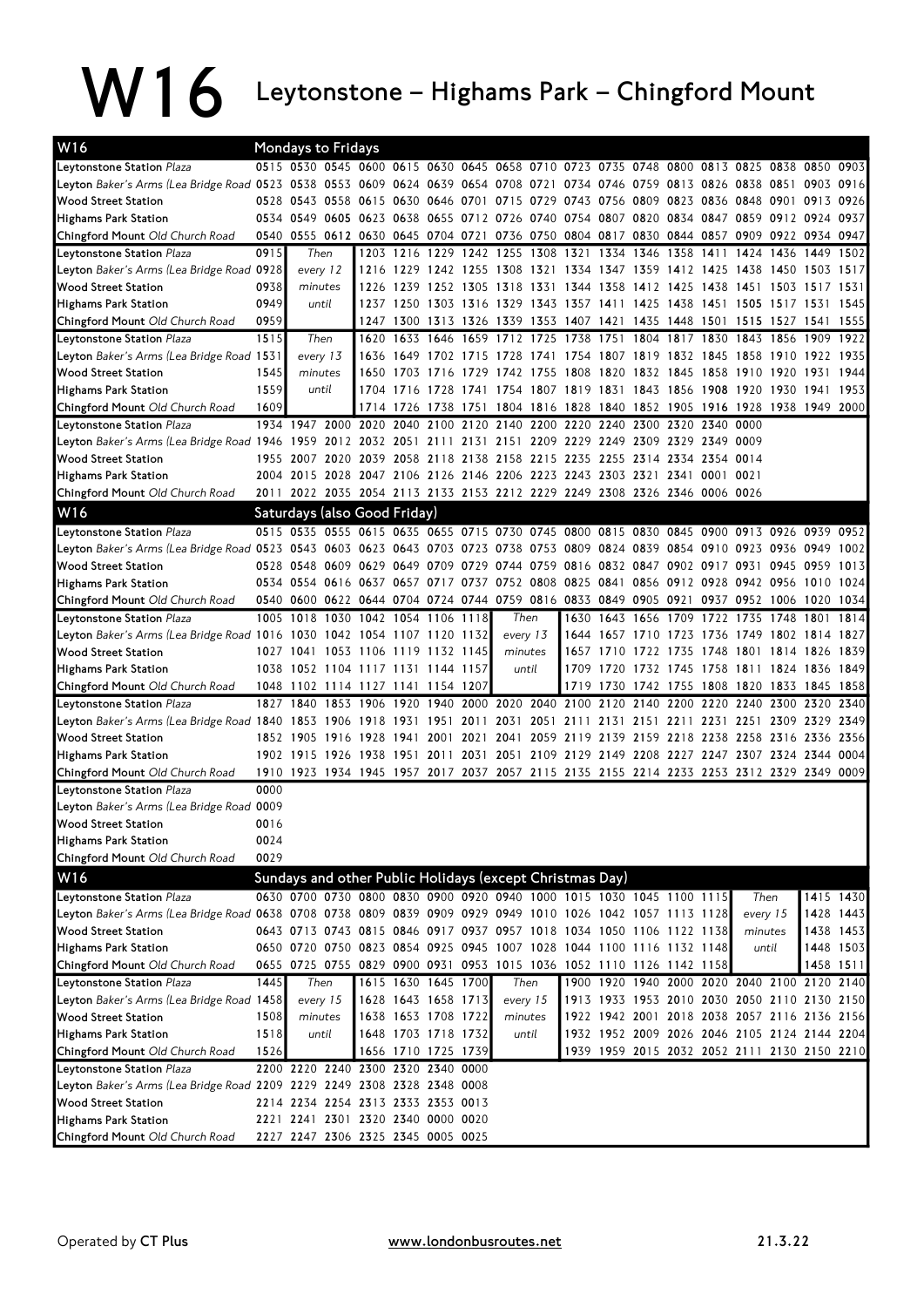# W16 Leytonstone – Highams Park – Chingford Mount

## W16 Mondays to Fridays

| | | | | | | | | | | | | | | | | | | |
|---|---|---|---|---|---|---|---|---|---|---|---|---|---|---|---|---|---|---|
| Leytonstone Station *Plaza* | 0515 | 0530 | 0545 | 0600 | 0615 | 0630 | 0645 | 0658 | 0710 | 0723 | 0735 | 0748 | 0800 | 0813 | 0825 | 0838 | 0850 | 0903 |
| Leyton *Baker's Arms (Lea Bridge Road* | 0523 | 0538 | 0553 | 0609 | 0624 | 0639 | 0654 | 0708 | 0721 | 0734 | 0746 | 0759 | 0813 | 0826 | 0838 | 0851 | 0903 | 0916 |
| Wood Street Station | 0528 | 0543 | 0558 | 0615 | 0630 | 0646 | 0701 | 0715 | 0729 | 0743 | 0756 | 0809 | 0823 | 0836 | 0848 | 0901 | 0913 | 0926 |
| Highams Park Station | 0534 | 0549 | 0605 | 0623 | 0638 | 0655 | 0712 | 0726 | 0740 | 0754 | 0807 | 0820 | 0834 | 0847 | 0859 | 0912 | 0924 | 0937 |
| Chingford Mount *Old Church Road* | 0540 | 0555 | 0612 | 0630 | 0645 | 0704 | 0721 | 0736 | 0750 | 0804 | 0817 | 0830 | 0844 | 0857 | 0909 | 0922 | 0934 | 0947 |

| | | | | | | | | | | | | | | | | | |
|---|---|---|---|---|---|---|---|---|---|---|---|---|---|---|---|---|---|
| Leytonstone Station *Plaza* | 0915 | Then | 1203 | 1216 | 1229 | 1242 | 1255 | 1308 | 1321 | 1334 | 1346 | 1358 | 1411 | 1424 | 1436 | 1449 | 1502 |
| Leyton *Baker's Arms (Lea Bridge Road* | 0928 | every 12 | 1216 | 1229 | 1242 | 1255 | 1308 | 1321 | 1334 | 1347 | 1359 | 1412 | 1425 | 1438 | 1450 | 1503 | 1517 |
| Wood Street Station | 0938 | minutes | 1226 | 1239 | 1252 | 1305 | 1318 | 1331 | 1344 | 1358 | 1412 | 1425 | 1438 | 1451 | 1503 | 1517 | 1531 |
| Highams Park Station | 0949 | until | 1237 | 1250 | 1303 | 1316 | 1329 | 1343 | 1357 | 1411 | 1425 | 1438 | 1451 | 1505 | 1517 | 1531 | 1545 |
| Chingford Mount *Old Church Road* | 0959 | | 1247 | 1300 | 1313 | 1326 | 1339 | 1353 | 1407 | 1421 | 1435 | 1448 | 1501 | 1515 | 1527 | 1541 | 1555 |

| | | | | | | | | | | | | | | | | | |
|---|---|---|---|---|---|---|---|---|---|---|---|---|---|---|---|---|---|
| Leytonstone Station *Plaza* | 1515 | Then | 1620 | 1633 | 1646 | 1659 | 1712 | 1725 | 1738 | 1751 | 1804 | 1817 | 1830 | 1843 | 1856 | 1909 | 1922 |
| Leyton *Baker's Arms (Lea Bridge Road* | 1531 | every 13 | 1636 | 1649 | 1702 | 1715 | 1728 | 1741 | 1754 | 1807 | 1819 | 1832 | 1845 | 1858 | 1910 | 1922 | 1935 |
| Wood Street Station | 1545 | minutes | 1650 | 1703 | 1716 | 1729 | 1742 | 1755 | 1808 | 1820 | 1832 | 1845 | 1858 | 1910 | 1920 | 1931 | 1944 |
| Highams Park Station | 1559 | until | 1704 | 1716 | 1728 | 1741 | 1754 | 1807 | 1819 | 1831 | 1843 | 1856 | 1908 | 1920 | 1930 | 1941 | 1953 |
| Chingford Mount *Old Church Road* | 1609 | | 1714 | 1726 | 1738 | 1751 | 1804 | 1816 | 1828 | 1840 | 1852 | 1905 | 1916 | 1928 | 1938 | 1949 | 2000 |

| | | | | | | | | | | | | | | |
|---|---|---|---|---|---|---|---|---|---|---|---|---|---|---|
| Leytonstone Station *Plaza* | 1934 | 1947 | 2000 | 2020 | 2040 | 2100 | 2120 | 2140 | 2200 | 2220 | 2240 | 2300 | 2320 | 2340 | 0000 |
| Leyton *Baker's Arms (Lea Bridge Road* | 1946 | 1959 | 2012 | 2032 | 2051 | 2111 | 2131 | 2151 | 2209 | 2229 | 2249 | 2309 | 2329 | 2349 | 0009 |
| Wood Street Station | 1955 | 2007 | 2020 | 2039 | 2058 | 2118 | 2138 | 2158 | 2215 | 2235 | 2255 | 2314 | 2334 | 2354 | 0014 |
| Highams Park Station | 2004 | 2015 | 2028 | 2047 | 2106 | 2126 | 2146 | 2206 | 2223 | 2243 | 2303 | 2321 | 2341 | 0001 | 0021 |
| Chingford Mount *Old Church Road* | 2011 | 2022 | 2035 | 2054 | 2113 | 2133 | 2153 | 2212 | 2229 | 2249 | 2308 | 2326 | 2346 | 0006 | 0026 |

## W16 Saturdays (also Good Friday)

| | | | | | | | | | | | | | | | | | | |
|---|---|---|---|---|---|---|---|---|---|---|---|---|---|---|---|---|---|---|
| Leytonstone Station *Plaza* | 0515 | 0535 | 0555 | 0615 | 0635 | 0655 | 0715 | 0730 | 0745 | 0800 | 0815 | 0830 | 0845 | 0900 | 0913 | 0926 | 0939 | 0952 |
| Leyton *Baker's Arms (Lea Bridge Road* | 0523 | 0543 | 0603 | 0623 | 0643 | 0703 | 0723 | 0738 | 0753 | 0809 | 0824 | 0839 | 0854 | 0910 | 0923 | 0936 | 0949 | 1002 |
| Wood Street Station | 0528 | 0548 | 0609 | 0629 | 0649 | 0709 | 0729 | 0744 | 0759 | 0816 | 0832 | 0847 | 0902 | 0917 | 0931 | 0945 | 0959 | 1013 |
| Highams Park Station | 0534 | 0554 | 0616 | 0637 | 0657 | 0717 | 0737 | 0752 | 0808 | 0825 | 0841 | 0856 | 0912 | 0928 | 0942 | 0956 | 1010 | 1024 |
| Chingford Mount *Old Church Road* | 0540 | 0600 | 0622 | 0644 | 0704 | 0724 | 0744 | 0759 | 0816 | 0833 | 0849 | 0905 | 0921 | 0937 | 0952 | 1006 | 1020 | 1034 |

| | | | | | | | | | | | | | | | | | |
|---|---|---|---|---|---|---|---|---|---|---|---|---|---|---|---|---|---|
| Leytonstone Station *Plaza* | 1005 | 1018 | 1030 | 1042 | 1054 | 1106 | 1118 | Then | 1630 | 1643 | 1656 | 1709 | 1722 | 1735 | 1748 | 1801 | 1814 |
| Leyton *Baker's Arms (Lea Bridge Road* | 1016 | 1030 | 1042 | 1054 | 1107 | 1120 | 1132 | every 13 | 1644 | 1657 | 1710 | 1723 | 1736 | 1749 | 1802 | 1814 | 1827 |
| Wood Street Station | 1027 | 1041 | 1053 | 1106 | 1119 | 1132 | 1145 | minutes | 1657 | 1710 | 1722 | 1735 | 1748 | 1801 | 1814 | 1826 | 1839 |
| Highams Park Station | 1038 | 1052 | 1104 | 1117 | 1131 | 1144 | 1157 | until | 1709 | 1720 | 1732 | 1745 | 1758 | 1811 | 1824 | 1836 | 1849 |
| Chingford Mount *Old Church Road* | 1048 | 1102 | 1114 | 1127 | 1141 | 1154 | 1207 | | 1719 | 1730 | 1742 | 1755 | 1808 | 1820 | 1833 | 1845 | 1858 |

| | | | | | | | | | | | | | | | | | | |
|---|---|---|---|---|---|---|---|---|---|---|---|---|---|---|---|---|---|---|
| Leytonstone Station *Plaza* | 1827 | 1840 | 1853 | 1906 | 1920 | 1940 | 2000 | 2020 | 2040 | 2100 | 2120 | 2140 | 2200 | 2220 | 2240 | 2300 | 2320 | 2340 |
| Leyton *Baker's Arms (Lea Bridge Road* | 1840 | 1853 | 1906 | 1918 | 1931 | 1951 | 2011 | 2031 | 2051 | 2111 | 2131 | 2151 | 2211 | 2231 | 2251 | 2309 | 2329 | 2349 |
| Wood Street Station | 1852 | 1905 | 1916 | 1928 | 1941 | 2001 | 2021 | 2041 | 2059 | 2119 | 2139 | 2159 | 2218 | 2238 | 2258 | 2316 | 2336 | 2356 |
| Highams Park Station | 1902 | 1915 | 1926 | 1938 | 1951 | 2011 | 2031 | 2051 | 2109 | 2129 | 2149 | 2208 | 2227 | 2247 | 2307 | 2324 | 2344 | 0004 |
| Chingford Mount *Old Church Road* | 1910 | 1923 | 1934 | 1945 | 1957 | 2017 | 2037 | 2057 | 2115 | 2135 | 2155 | 2214 | 2233 | 2253 | 2312 | 2329 | 2349 | 0009 |

| | |
|---|---|
| Leytonstone Station *Plaza* | 0000 |
| Leyton *Baker's Arms (Lea Bridge Road* | 0009 |
| Wood Street Station | 0016 |
| Highams Park Station | 0024 |
| Chingford Mount *Old Church Road* | 0029 |

## W16 Sundays and other Public Holidays (except Christmas Day)

| | | | | | | | | | | | | | | | | | |
|---|---|---|---|---|---|---|---|---|---|---|---|---|---|---|---|---|---|
| Leytonstone Station *Plaza* | 0630 | 0700 | 0730 | 0800 | 0830 | 0900 | 0920 | 0940 | 1000 | 1015 | 1030 | 1045 | 1100 | 1115 | Then | 1415 | 1430 |
| Leyton *Baker's Arms (Lea Bridge Road* | 0638 | 0708 | 0738 | 0809 | 0839 | 0909 | 0929 | 0949 | 1010 | 1026 | 1042 | 1057 | 1113 | 1128 | every 15 | 1428 | 1443 |
| Wood Street Station | 0643 | 0713 | 0743 | 0815 | 0846 | 0917 | 0937 | 0957 | 1018 | 1034 | 1050 | 1106 | 1122 | 1138 | minutes | 1438 | 1453 |
| Highams Park Station | 0650 | 0720 | 0750 | 0823 | 0854 | 0925 | 0945 | 1007 | 1028 | 1044 | 1100 | 1116 | 1132 | 1148 | until | 1448 | 1503 |
| Chingford Mount *Old Church Road* | 0655 | 0725 | 0755 | 0829 | 0900 | 0931 | 0953 | 1015 | 1036 | 1052 | 1110 | 1126 | 1142 | 1158 | | 1458 | 1511 |

| | | | | | | | | | | | | | | | | |
|---|---|---|---|---|---|---|---|---|---|---|---|---|---|---|---|---|
| Leytonstone Station *Plaza* | 1445 | Then | 1615 | 1630 | 1645 | 1700 | Then | 1900 | 1920 | 1940 | 2000 | 2020 | 2040 | 2100 | 2120 | 2140 |
| Leyton *Baker's Arms (Lea Bridge Road* | 1458 | every 15 | 1628 | 1643 | 1658 | 1713 | every 15 | 1913 | 1933 | 1953 | 2010 | 2030 | 2050 | 2110 | 2130 | 2150 |
| Wood Street Station | 1508 | minutes | 1638 | 1653 | 1708 | 1722 | minutes | 1922 | 1942 | 2001 | 2018 | 2038 | 2057 | 2116 | 2136 | 2156 |
| Highams Park Station | 1518 | until | 1648 | 1703 | 1718 | 1732 | until | 1932 | 1952 | 2009 | 2026 | 2046 | 2105 | 2124 | 2144 | 2204 |
| Chingford Mount *Old Church Road* | 1526 | | 1656 | 1710 | 1725 | 1739 | | 1939 | 1959 | 2015 | 2032 | 2052 | 2111 | 2130 | 2150 | 2210 |

| | | | | | | | |
|---|---|---|---|---|---|---|---|
| Leytonstone Station *Plaza* | 2200 | 2220 | 2240 | 2300 | 2320 | 2340 | 0000 |
| Leyton *Baker's Arms (Lea Bridge Road* | 2209 | 2229 | 2249 | 2308 | 2328 | 2348 | 0008 |
| Wood Street Station | 2214 | 2234 | 2254 | 2313 | 2333 | 2353 | 0013 |
| Highams Park Station | 2221 | 2241 | 2301 | 2320 | 2340 | 0000 | 0020 |
| Chingford Mount *Old Church Road* | 2227 | 2247 | 2306 | 2325 | 2345 | 0005 | 0025 |

Operated by **CT Plus** www.londonbusroutes.net 21.3.22